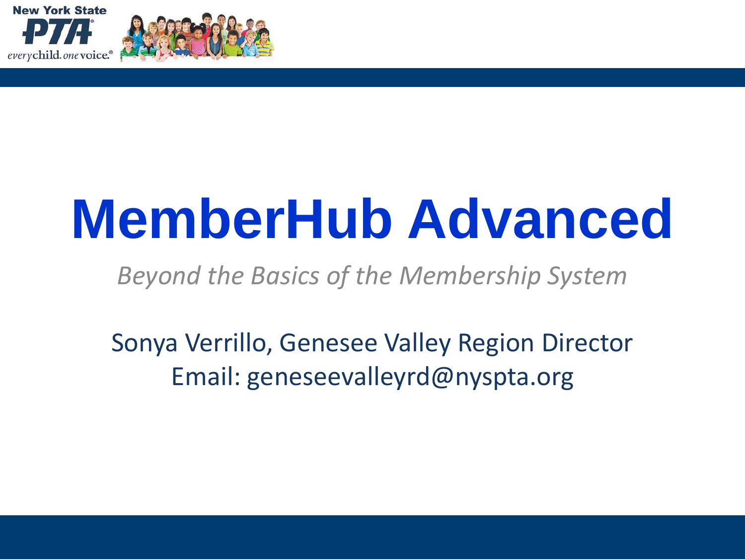# MemberHub Advanced

*Beyond the Basics of the Membership System*

Sonya Verrillo, Genesee Valley Region Director

Email: geneseevalleyrd@nyspta.org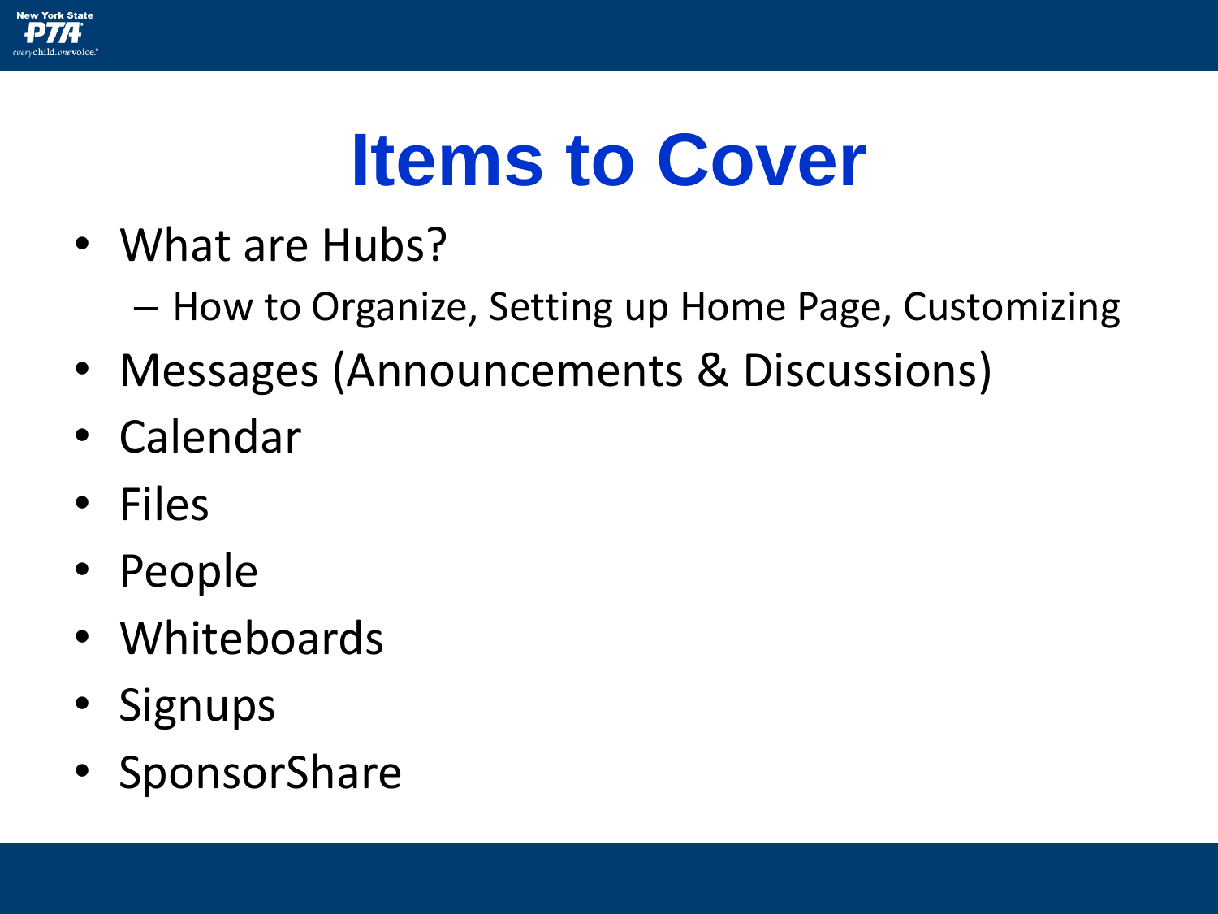# Items to Cover

- What are Hubs?
  - How to Organize, Setting up Home Page, Customizing
- Messages (Announcements & Discussions)
- Calendar
- Files
- People
- Whiteboards
- Signups
- SponsorShare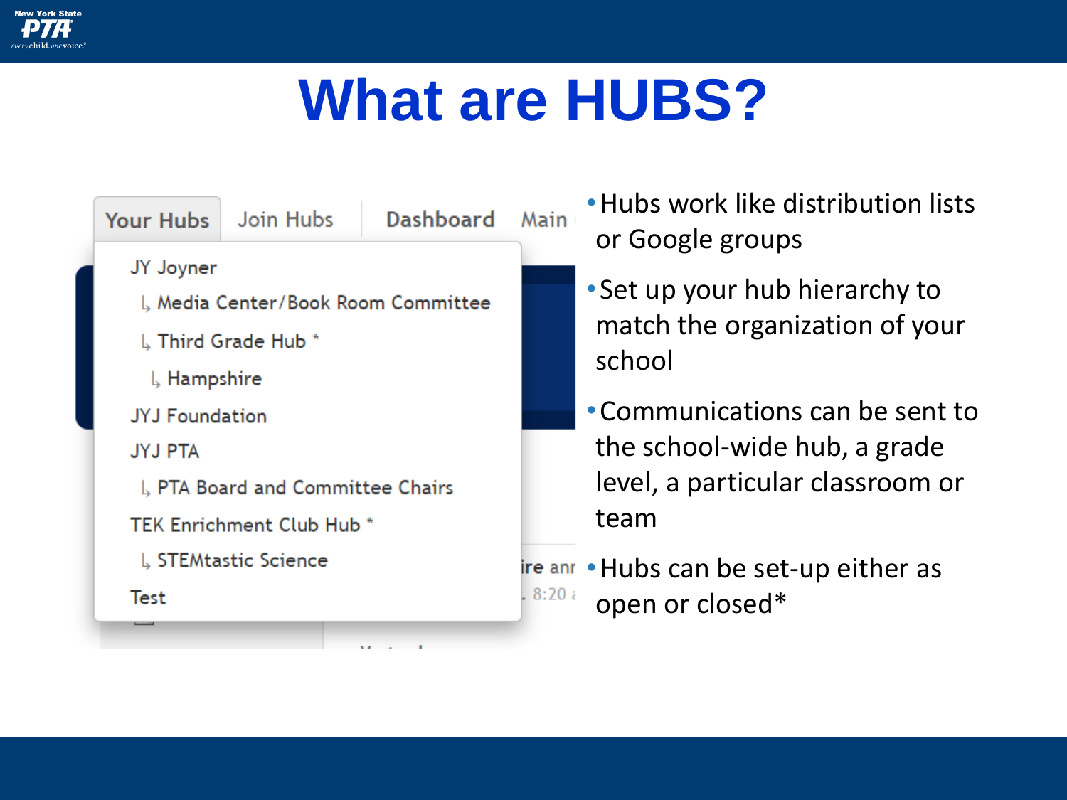# What are HUBS?

Your Hubs | Join Hubs | Dashboard | Main

- JY Joyner
  - Media Center/Book Room Committee
  - Third Grade Hub *
    - Hampshire
- JYJ Foundation
- JYJ PTA
  - PTA Board and Committee Chairs
- TEK Enrichment Club Hub *
  - STEMtastic Science
- Test

- Hubs work like distribution lists or Google groups
- Set up your hub hierarchy to match the organization of your school
- Communications can be sent to the school-wide hub, a grade level, a particular classroom or team
- Hubs can be set-up either as open or closed*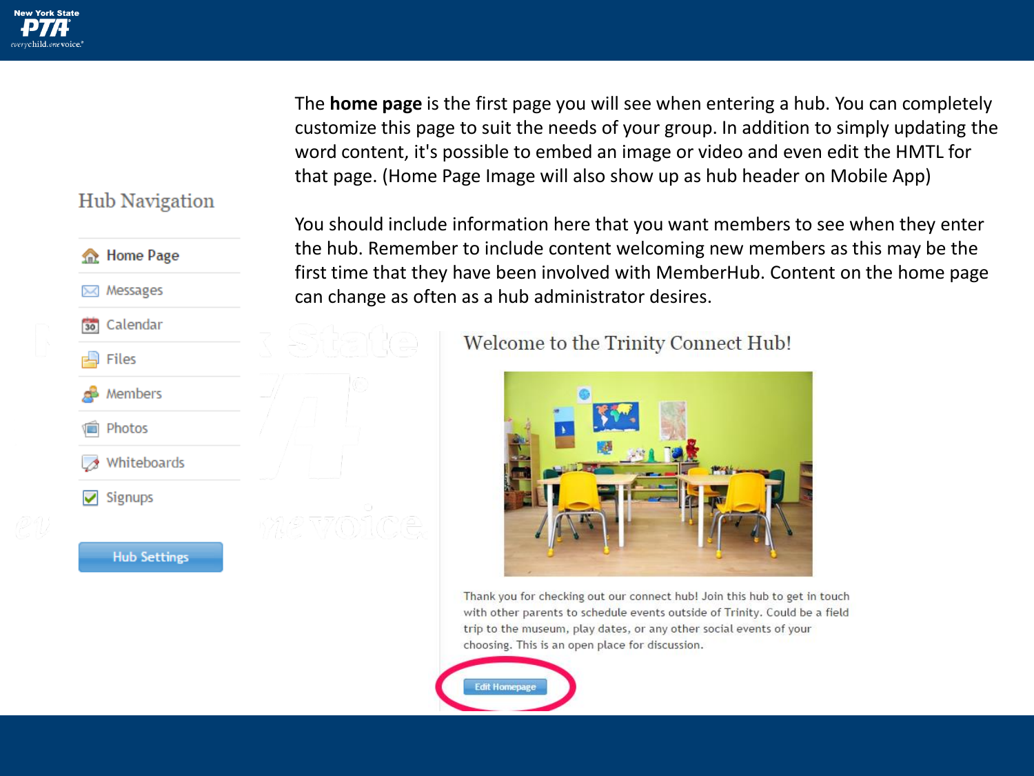The **home page** is the first page you will see when entering a hub. You can completely customize this page to suit the needs of your group. In addition to simply updating the word content, it's possible to embed an image or video and even edit the HMTL for that page. (Home Page Image will also show up as hub header on Mobile App)

You should include information here that you want members to see when they enter the hub. Remember to include content welcoming new members as this may be the first time that they have been involved with MemberHub. Content on the home page can change as often as a hub administrator desires.

Hub Navigation

- Home Page
- Messages
- Calendar
- Files
- Members
- Photos
- Whiteboards
- Signups

Hub Settings

Welcome to the Trinity Connect Hub!

Thank you for checking out our connect hub! Join this hub to get in touch with other parents to schedule events outside of Trinity. Could be a field trip to the museum, play dates, or any other social events of your choosing. This is an open place for discussion.

Edit Homepage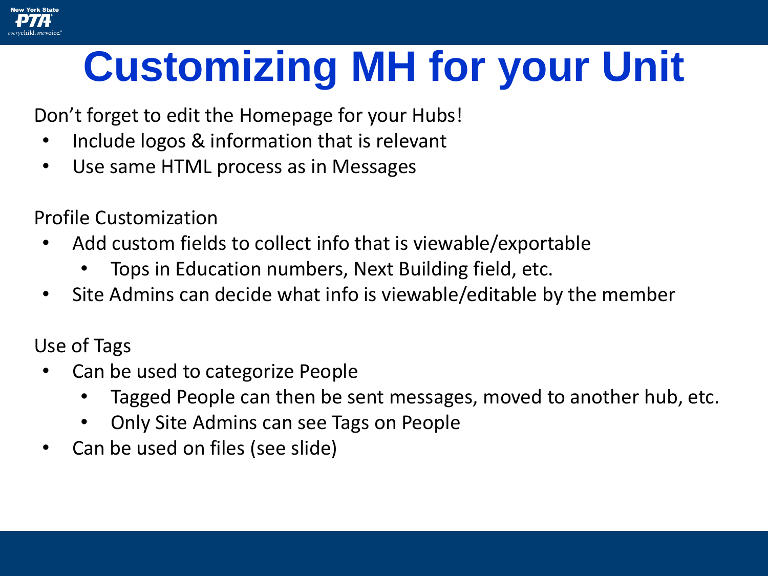# Customizing MH for your Unit

Don't forget to edit the Homepage for your Hubs!

- Include logos & information that is relevant
- Use same HTML process as in Messages

Profile Customization

- Add custom fields to collect info that is viewable/exportable
  - Tops in Education numbers, Next Building field, etc.
- Site Admins can decide what info is viewable/editable by the member

Use of Tags

- Can be used to categorize People
  - Tagged People can then be sent messages, moved to another hub, etc.
  - Only Site Admins can see Tags on People
- Can be used on files (see slide)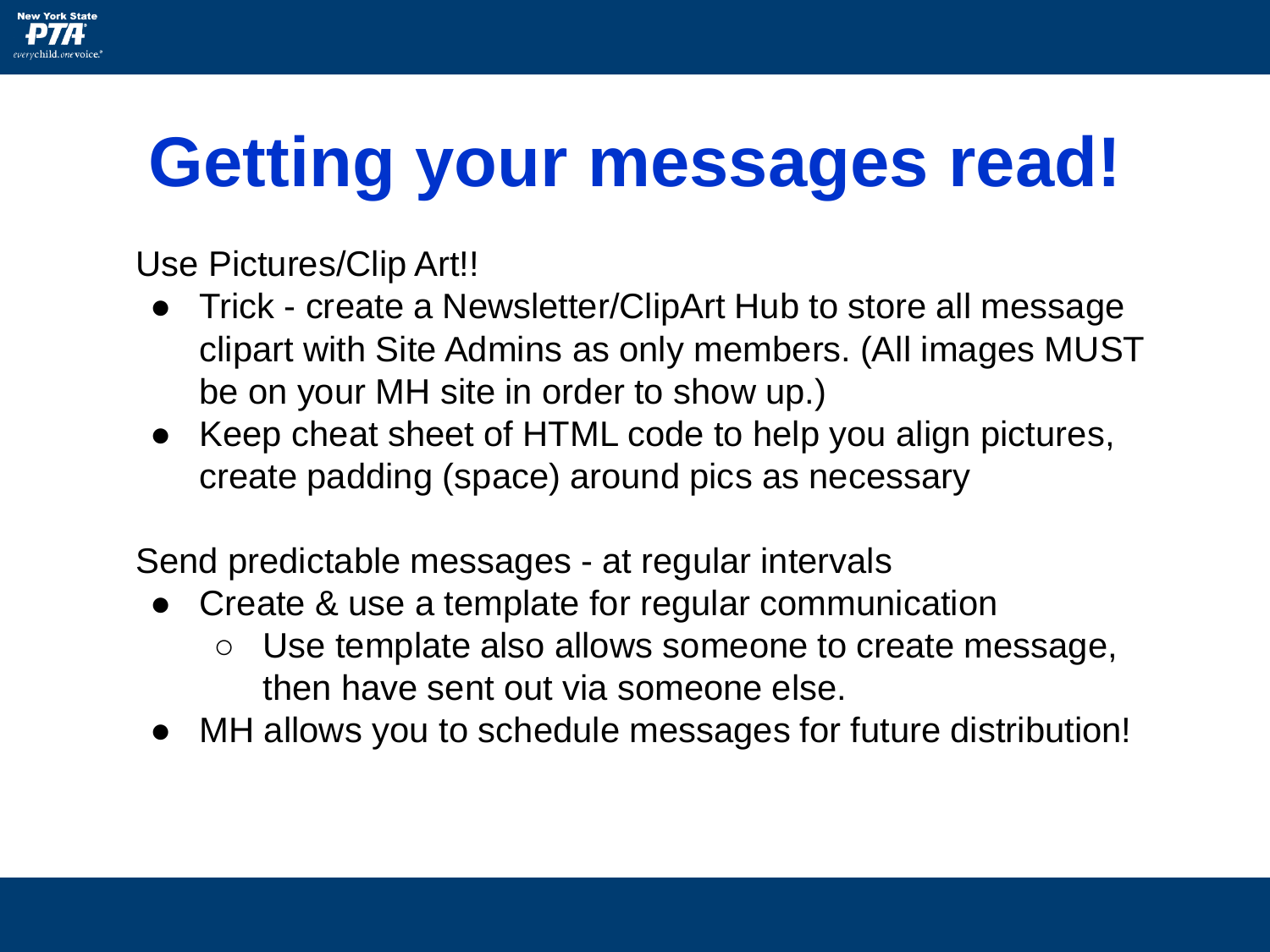# Getting your messages read!

Use Pictures/Clip Art!!

- Trick - create a Newsletter/ClipArt Hub to store all message clipart with Site Admins as only members. (All images MUST be on your MH site in order to show up.)
- Keep cheat sheet of HTML code to help you align pictures, create padding (space) around pics as necessary

Send predictable messages - at regular intervals

- Create & use a template for regular communication
  - Use template also allows someone to create message, then have sent out via someone else.
- MH allows you to schedule messages for future distribution!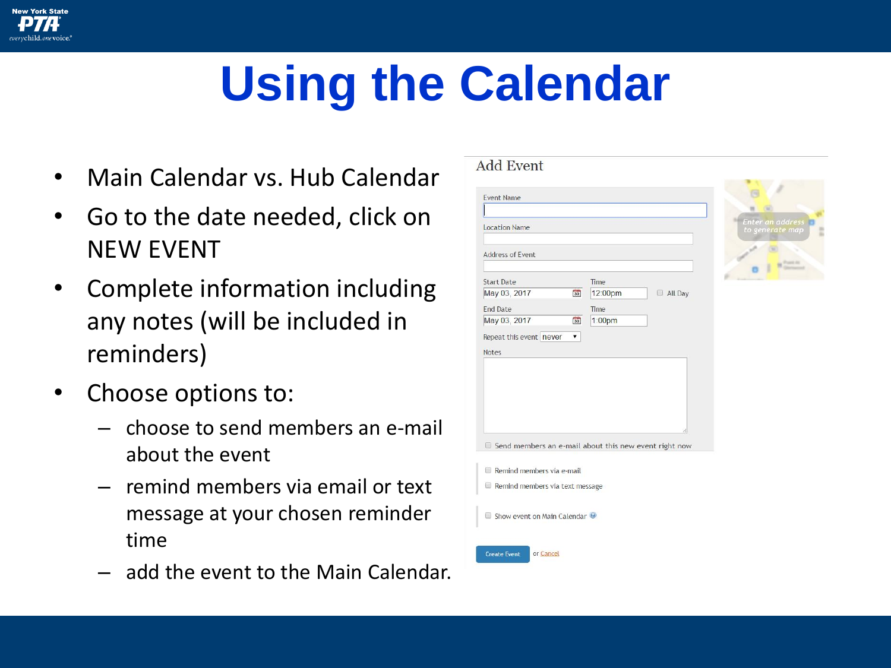# Using the Calendar

- Main Calendar vs. Hub Calendar
- Go to the date needed, click on NEW EVENT
- Complete information including any notes (will be included in reminders)
- Choose options to:
  - choose to send members an e-mail about the event
  - remind members via email or text message at your chosen reminder time
  - add the event to the Main Calendar.

## Add Event

Event Name

Location Name

Address of Event

Start Date: May 03, 2017 — Time: 12:00pm — All Day

End Date: May 03, 2017 — Time: 1:00pm

Repeat this event: never

Notes

- Send members an e-mail about this new event right now
- Remind members via e-mail
- Remind members via text message
- Show event on Main Calendar

Enter an address to generate map

Create Event or Cancel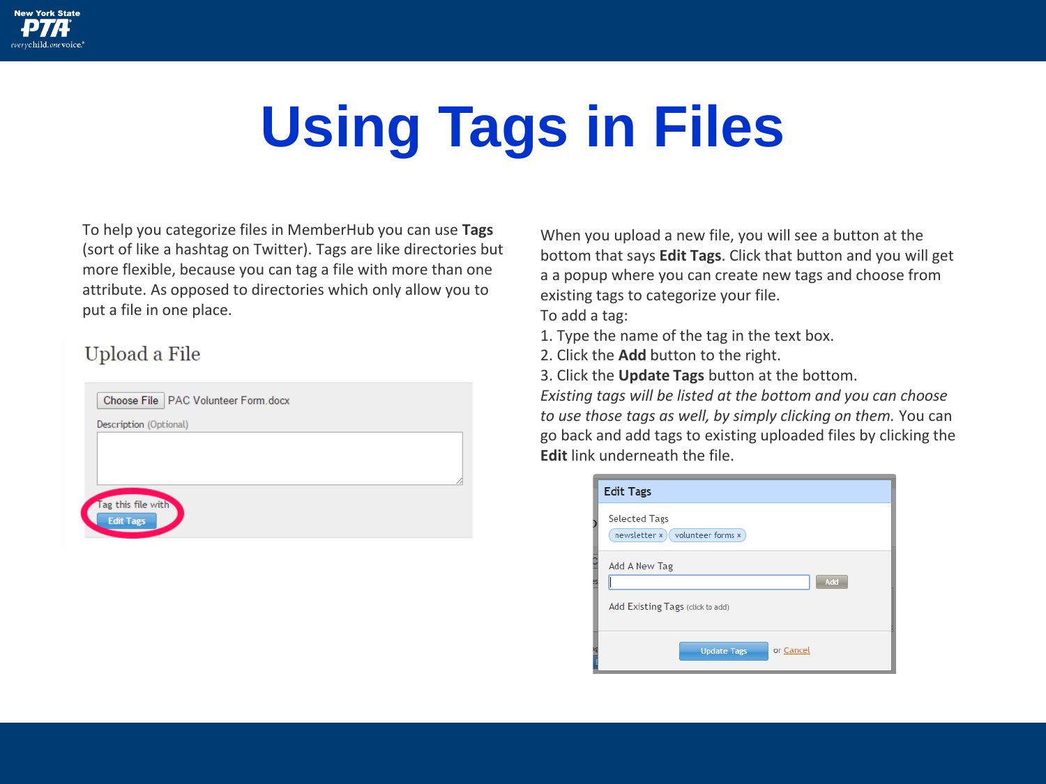# Using Tags in Files

To help you categorize files in MemberHub you can use **Tags** (sort of like a hashtag on Twitter). Tags are like directories but more flexible, because you can tag a file with more than one attribute. As opposed to directories which only allow you to put a file in one place.

Upload a File

Choose File PAC Volunteer Form.docx

Description (Optional)

Tag this file with

Edit Tags

When you upload a new file, you will see a button at the bottom that says **Edit Tags**. Click that button and you will get a a popup where you can create new tags and choose from existing tags to categorize your file.

To add a tag:

1. Type the name of the tag in the text box.
2. Click the **Add** button to the right.
3. Click the **Update Tags** button at the bottom.

*Existing tags will be listed at the bottom and you can choose to use those tags as well, by simply clicking on them.* You can go back and add tags to existing uploaded files by clicking the **Edit** link underneath the file.

Edit Tags

Selected Tags

newsletter × volunteer forms ×

Add A New Tag

Add

Add Existing Tags (click to add)

Update Tags or Cancel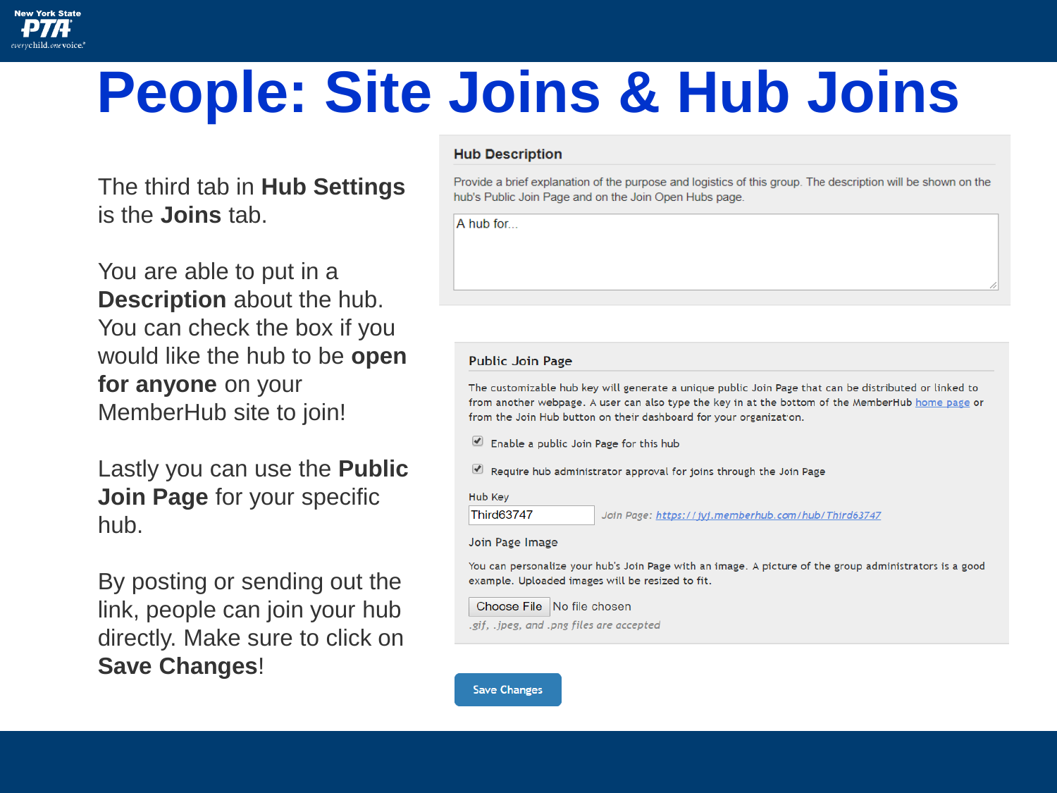# People: Site Joins & Hub Joins

The third tab in **Hub Settings** is the **Joins** tab.

You are able to put in a **Description** about the hub. You can check the box if you would like the hub to be **open for anyone** on your MemberHub site to join!

Lastly you can use the **Public Join Page** for your specific hub.

By posting or sending out the link, people can join your hub directly. Make sure to click on **Save Changes**!

**Hub Description**

Provide a brief explanation of the purpose and logistics of this group. The description will be shown on the hub's Public Join Page and on the Join Open Hubs page.

A hub for...

**Public Join Page**

The customizable hub key will generate a unique public Join Page that can be distributed or linked to from another webpage. A user can also type the key in at the bottom of the MemberHub home page or from the Join Hub button on their dashboard for your organization.

- [x] Enable a public Join Page for this hub
- [x] Require hub administrator approval for joins through the Join Page

Hub Key

Third63747 *Join Page: https://jyj.memberhub.com/hub/Third63747*

Join Page Image

You can personalize your hub's Join Page with an image. A picture of the group administrators is a good example. Uploaded images will be resized to fit.

Choose File No file chosen

*.gif, .jpeg, and .png files are accepted*

Save Changes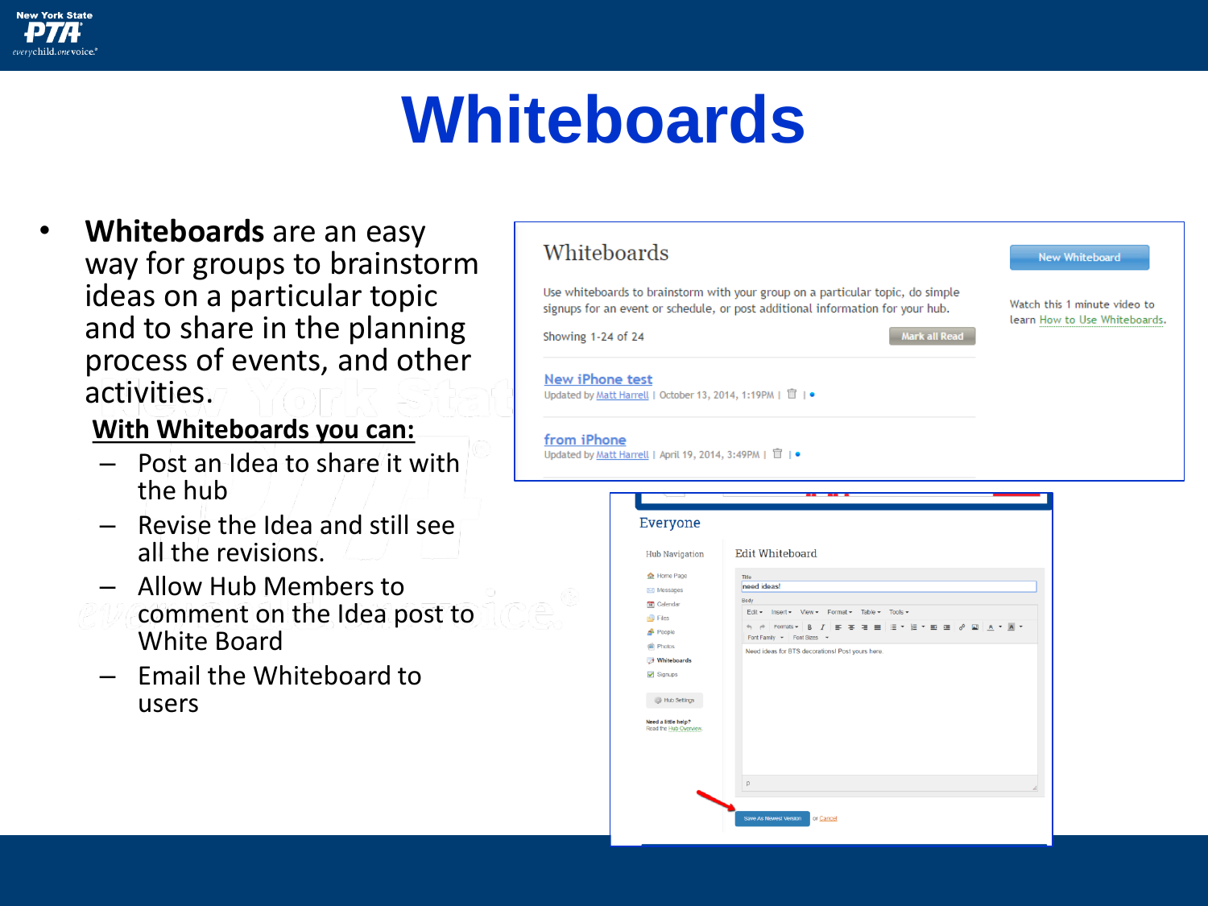# Whiteboards

- **Whiteboards** are an easy way for groups to brainstorm ideas on a particular topic and to share in the planning process of events, and other activities.

**With Whiteboards you can:**

- Post an Idea to share it with the hub
- Revise the Idea and still see all the revisions.
- Allow Hub Members to comment on the Idea post to White Board
- Email the Whiteboard to users

Whiteboards

Use whiteboards to brainstorm with your group on a particular topic, do simple signups for an event or schedule, or post additional information for your hub.

Showing 1-24 of 24

Mark all Read

New Whiteboard

Watch this 1 minute video to learn How to Use Whiteboards.

New iPhone test
Updated by Matt Harrell | October 13, 2014, 1:19PM |

from iPhone
Updated by Matt Harrell | April 19, 2014, 3:49PM |

Everyone

Hub Navigation

- Home Page
- Messages
- Calendar
- Files
- People
- Photos
- Whiteboards
- Signups

Hub Settings

Need a little help? Read the Hub Overview.

Edit Whiteboard

Title: need ideas!

Body: Need ideas for BTS decorations! Post yours here.

Save As Newest Version or Cancel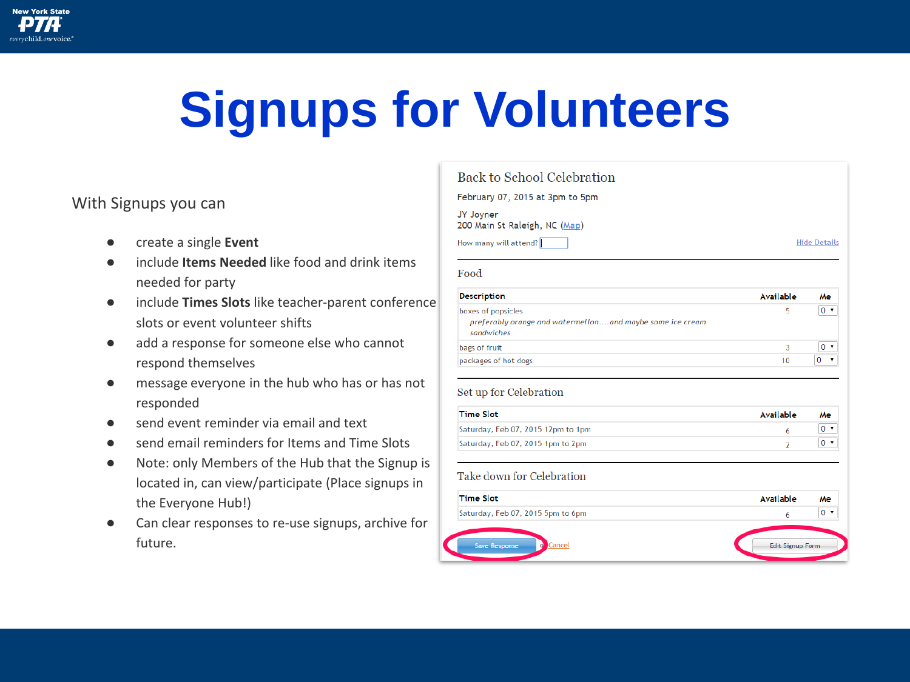# Signups for Volunteers

With Signups you can

- create a single **Event**
- include **Items Needed** like food and drink items needed for party
- include **Times Slots** like teacher-parent conference slots or event volunteer shifts
- add a response for someone else who cannot respond themselves
- message everyone in the hub who has or has not responded
- send event reminder via email and text
- send email reminders for Items and Time Slots
- Note: only Members of the Hub that the Signup is located in, can view/participate (Place signups in the Everyone Hub!)
- Can clear responses to re-use signups, archive for future.

## Back to School Celebration

February 07, 2015 at 3pm to 5pm

JY Joyner
200 Main St Raleigh, NC (Map)

How many will attend?

Hide Details

### Food

| Description | Available | Me |
|---|---|---|
| boxes of popsicles *preferably orange and watermellon....and maybe some ice cream sandwiches* | 5 | 0 |
| bags of fruit | 3 | 0 |
| packages of hot dogs | 10 | 0 |

### Set up for Celebration

| Time Slot | Available | Me |
|---|---|---|
| Saturday, Feb 07, 2015 12pm to 1pm | 6 | 0 |
| Saturday, Feb 07, 2015 1pm to 2pm | 2 | 0 |

### Take down for Celebration

| Time Slot | Available | Me |
|---|---|---|
| Saturday, Feb 07, 2015 5pm to 6pm | 6 | 0 |

Save Response or Cancel

Edit Signup Form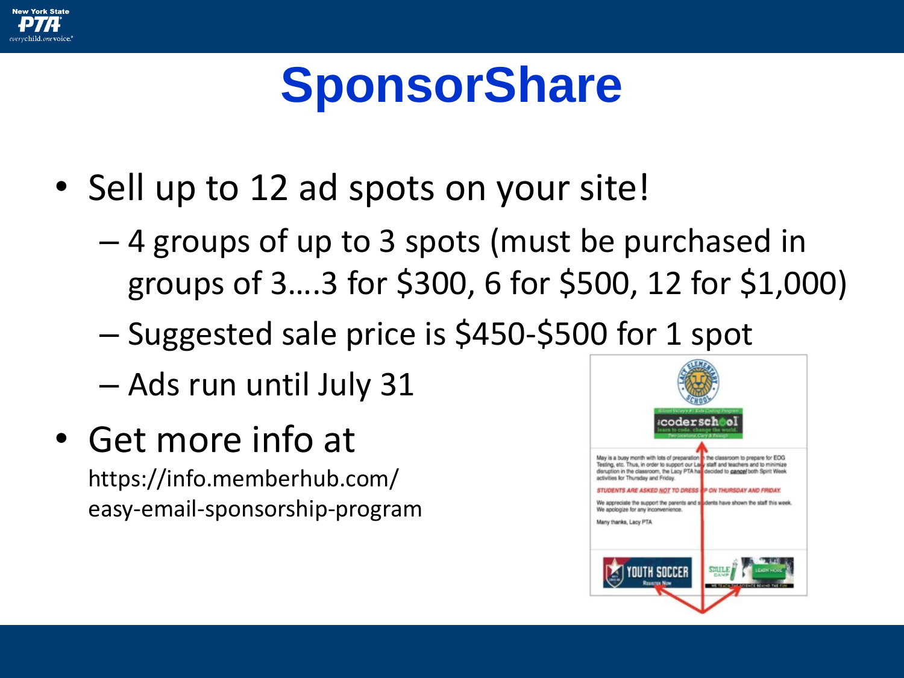# SponsorShare

- Sell up to 12 ad spots on your site!
  - 4 groups of up to 3 spots (must be purchased in groups of 3….3 for $300, 6 for $500, 12 for $1,000)
  - Suggested sale price is $450-$500 for 1 spot
  - Ads run until July 31
- Get more info at https://info.memberhub.com/easy-email-sponsorship-program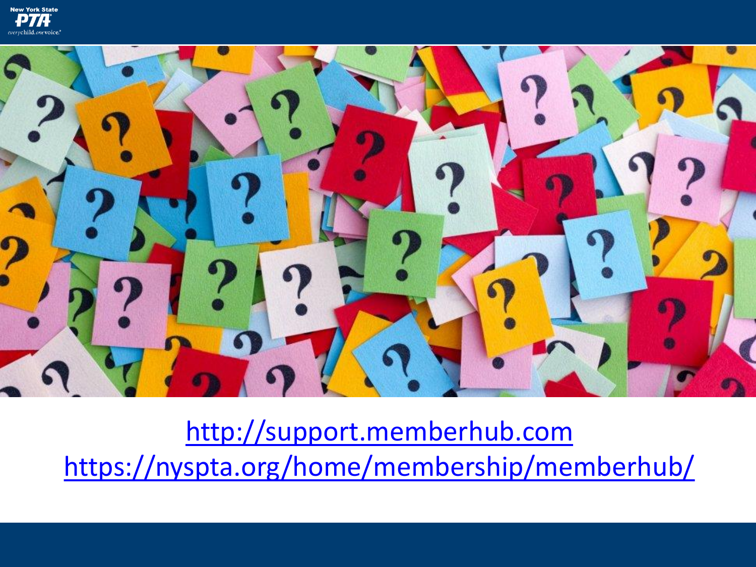http://support.memberhub.com

https://nyspta.org/home/membership/memberhub/